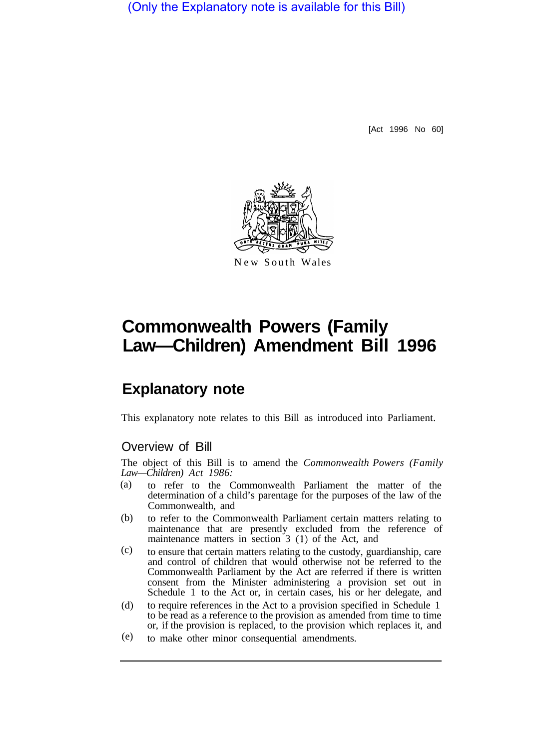(Only the Explanatory note is available for this Bill)

[Act 1996 No 60]

New South Wales

# Commonwealth Powers (Family Law—Children) Amendment Bill 1996

## Explanatory note

This explanatory note relates to this Bill as introduced into Parliament.

### Overview of Bill

The object of this Bill is to amend the *Commonwealth Powers (Family Law—Children) Act 1986:*

(a) to refer to the Commonwealth Parliament the matter of the determination of a child's parentage for the purposes of the law of the Commonwealth, and

(b) to refer to the Commonwealth Parliament certain matters relating to maintenance that are presently excluded from the reference of maintenance matters in section 3 (1) of the Act, and

(c) to ensure that certain matters relating to the custody, guardianship, care and control of children that would otherwise not be referred to the Commonwealth Parliament by the Act are referred if there is written consent from the Minister administering a provision set out in Schedule 1 to the Act or, in certain cases, his or her delegate, and

(d) to require references in the Act to a provision specified in Schedule 1 to be read as a reference to the provision as amended from time to time or, if the provision is replaced, to the provision which replaces it, and

(e) to make other minor consequential amendments.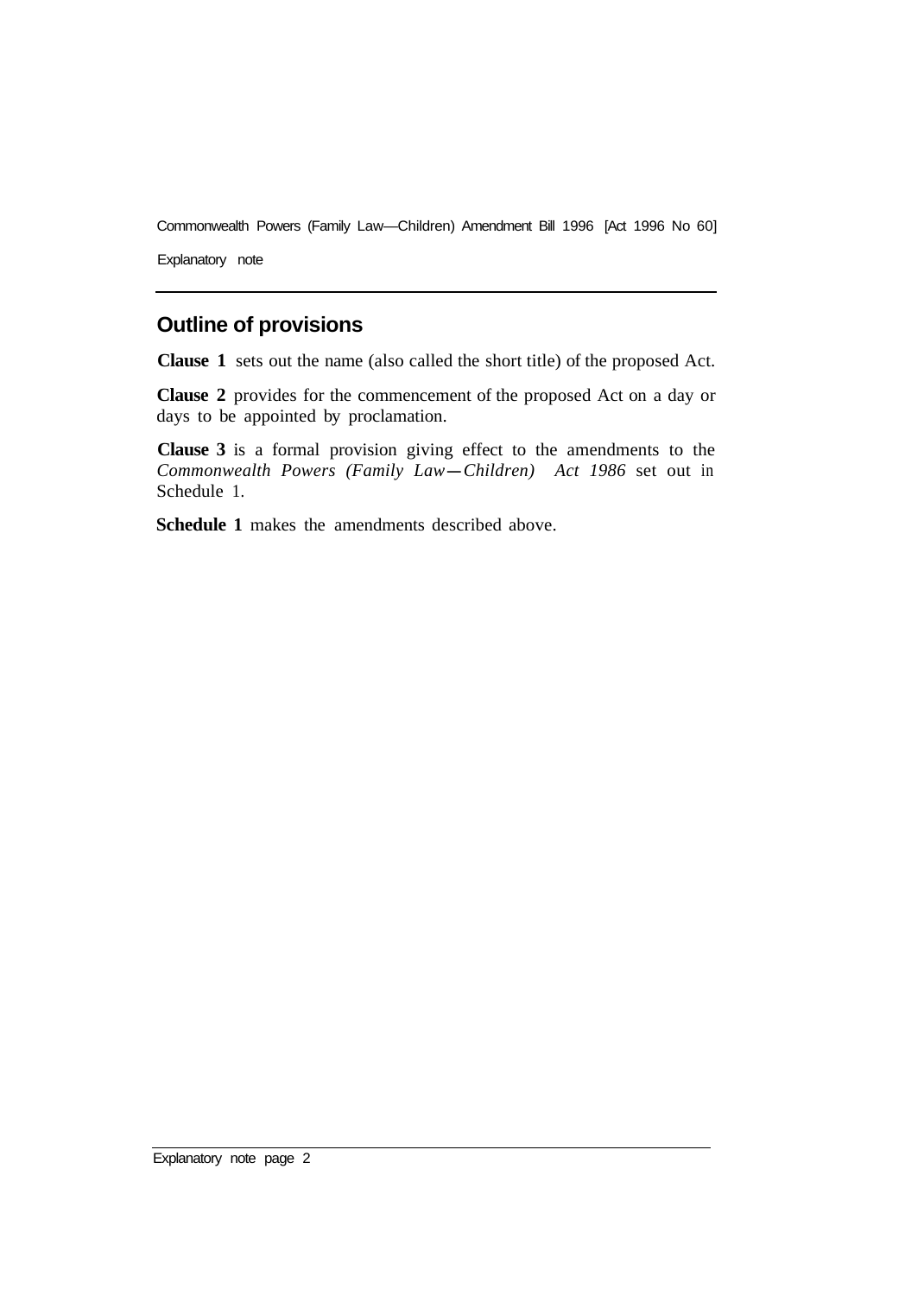## Outline of provisions

**Clause 1** sets out the name (also called the short title) of the proposed Act.

**Clause 2** provides for the commencement of the proposed Act on a day or days to be appointed by proclamation.

**Clause 3** is a formal provision giving effect to the amendments to the *Commonwealth Powers (Family Law—Children) Act 1986* set out in Schedule 1.

**Schedule 1** makes the amendments described above.